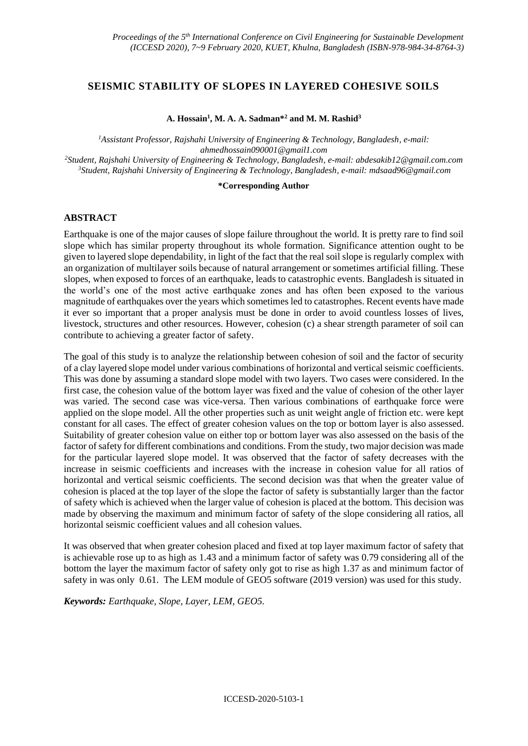# SEISMIC STABILITY OF SLOPES IN LAYERED COHESIVE SOILS

**A. Hossain[1], M. A. A. Sadman*[2] and M. M. Rashid[3]**

*[1]Assistant Professor, Rajshahi University of Engineering & Technology, Bangladesh, e-mail: ahmedhossain090001@gmail1.com*
*[2]Student, Rajshahi University of Engineering & Technology, Bangladesh, e-mail: abdesakib12@gmail.com.com*
*[3]Student, Rajshahi University of Engineering & Technology, Bangladesh, e-mail: mdsaad96@gmail.com*

**\*Corresponding Author**

## ABSTRACT

Earthquake is one of the major causes of slope failure throughout the world. It is pretty rare to find soil slope which has similar property throughout its whole formation. Significance attention ought to be given to layered slope dependability, in light of the fact that the real soil slope is regularly complex with an organization of multilayer soils because of natural arrangement or sometimes artificial filling. These slopes, when exposed to forces of an earthquake, leads to catastrophic events. Bangladesh is situated in the world's one of the most active earthquake zones and has often been exposed to the various magnitude of earthquakes over the years which sometimes led to catastrophes. Recent events have made it ever so important that a proper analysis must be done in order to avoid countless losses of lives, livestock, structures and other resources. However, cohesion (c) a shear strength parameter of soil can contribute to achieving a greater factor of safety.

The goal of this study is to analyze the relationship between cohesion of soil and the factor of security of a clay layered slope model under various combinations of horizontal and vertical seismic coefficients. This was done by assuming a standard slope model with two layers. Two cases were considered. In the first case, the cohesion value of the bottom layer was fixed and the value of cohesion of the other layer was varied. The second case was vice-versa. Then various combinations of earthquake force were applied on the slope model. All the other properties such as unit weight angle of friction etc. were kept constant for all cases. The effect of greater cohesion values on the top or bottom layer is also assessed. Suitability of greater cohesion value on either top or bottom layer was also assessed on the basis of the factor of safety for different combinations and conditions. From the study, two major decision was made for the particular layered slope model. It was observed that the factor of safety decreases with the increase in seismic coefficients and increases with the increase in cohesion value for all ratios of horizontal and vertical seismic coefficients. The second decision was that when the greater value of cohesion is placed at the top layer of the slope the factor of safety is substantially larger than the factor of safety which is achieved when the larger value of cohesion is placed at the bottom. This decision was made by observing the maximum and minimum factor of safety of the slope considering all ratios, all horizontal seismic coefficient values and all cohesion values.

It was observed that when greater cohesion placed and fixed at top layer maximum factor of safety that is achievable rose up to as high as 1.43 and a minimum factor of safety was 0.79 considering all of the bottom the layer the maximum factor of safety only got to rise as high 1.37 as and minimum factor of safety in was only 0.61. The LEM module of GEO5 software (2019 version) was used for this study.

***Keywords:** Earthquake, Slope, Layer, LEM, GEO5.*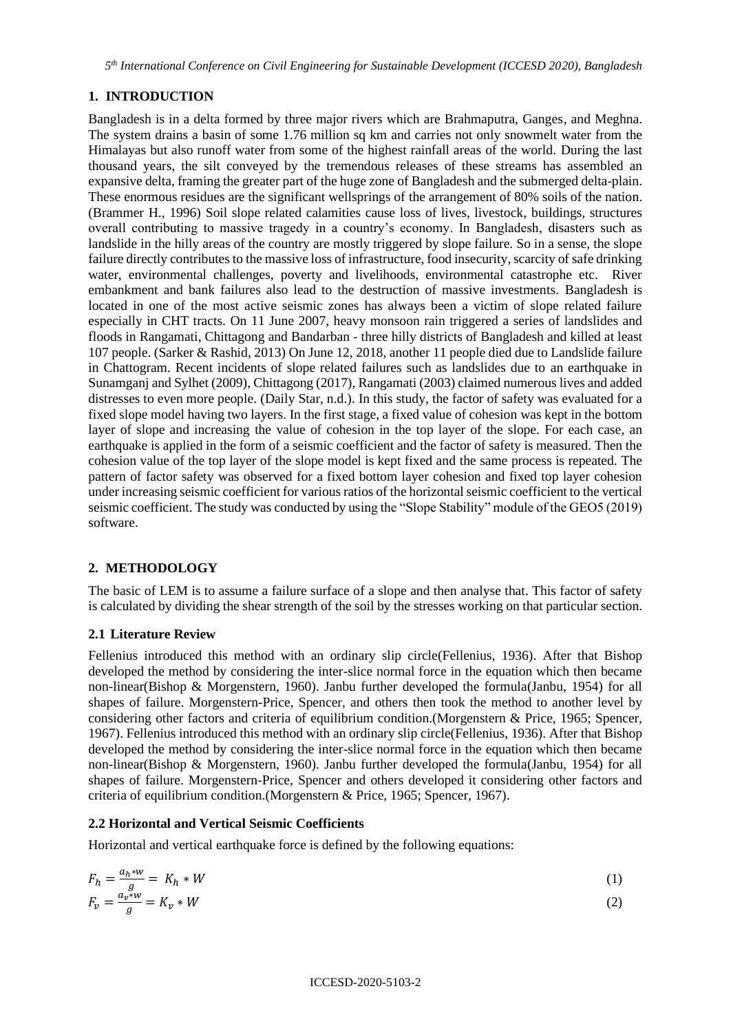## 1. INTRODUCTION

Bangladesh is in a delta formed by three major rivers which are Brahmaputra, Ganges, and Meghna. The system drains a basin of some 1.76 million sq km and carries not only snowmelt water from the Himalayas but also runoff water from some of the highest rainfall areas of the world. During the last thousand years, the silt conveyed by the tremendous releases of these streams has assembled an expansive delta, framing the greater part of the huge zone of Bangladesh and the submerged delta-plain. These enormous residues are the significant wellsprings of the arrangement of 80% soils of the nation. (Brammer H., 1996) Soil slope related calamities cause loss of lives, livestock, buildings, structures overall contributing to massive tragedy in a country's economy. In Bangladesh, disasters such as landslide in the hilly areas of the country are mostly triggered by slope failure. So in a sense, the slope failure directly contributes to the massive loss of infrastructure, food insecurity, scarcity of safe drinking water, environmental challenges, poverty and livelihoods, environmental catastrophe etc. River embankment and bank failures also lead to the destruction of massive investments. Bangladesh is located in one of the most active seismic zones has always been a victim of slope related failure especially in CHT tracts. On 11 June 2007, heavy monsoon rain triggered a series of landslides and floods in Rangamati, Chittagong and Bandarban - three hilly districts of Bangladesh and killed at least 107 people. (Sarker & Rashid, 2013) On June 12, 2018, another 11 people died due to Landslide failure in Chattogram. Recent incidents of slope related failures such as landslides due to an earthquake in Sunamganj and Sylhet (2009), Chittagong (2017), Rangamati (2003) claimed numerous lives and added distresses to even more people. (Daily Star, n.d.). In this study, the factor of safety was evaluated for a fixed slope model having two layers. In the first stage, a fixed value of cohesion was kept in the bottom layer of slope and increasing the value of cohesion in the top layer of the slope. For each case, an earthquake is applied in the form of a seismic coefficient and the factor of safety is measured. Then the cohesion value of the top layer of the slope model is kept fixed and the same process is repeated. The pattern of factor safety was observed for a fixed bottom layer cohesion and fixed top layer cohesion under increasing seismic coefficient for various ratios of the horizontal seismic coefficient to the vertical seismic coefficient. The study was conducted by using the "Slope Stability" module of the GEO5 (2019) software.

## 2. METHODOLOGY

The basic of LEM is to assume a failure surface of a slope and then analyse that. This factor of safety is calculated by dividing the shear strength of the soil by the stresses working on that particular section.

### 2.1 Literature Review

Fellenius introduced this method with an ordinary slip circle(Fellenius, 1936). After that Bishop developed the method by considering the inter-slice normal force in the equation which then became non-linear(Bishop & Morgenstern, 1960). Janbu further developed the formula(Janbu, 1954) for all shapes of failure. Morgenstern-Price, Spencer, and others then took the method to another level by considering other factors and criteria of equilibrium condition.(Morgenstern & Price, 1965; Spencer, 1967). Fellenius introduced this method with an ordinary slip circle(Fellenius, 1936). After that Bishop developed the method by considering the inter-slice normal force in the equation which then became non-linear(Bishop & Morgenstern, 1960). Janbu further developed the formula(Janbu, 1954) for all shapes of failure. Morgenstern-Price, Spencer and others developed it considering other factors and criteria of equilibrium condition.(Morgenstern & Price, 1965; Spencer, 1967).

### 2.2 Horizontal and Vertical Seismic Coefficients

Horizontal and vertical earthquake force is defined by the following equations:

$$F_h = \frac{a_h * w}{g} = K_h * W \tag{1}$$

$$F_v = \frac{a_v * w}{g} = K_v * W \tag{2}$$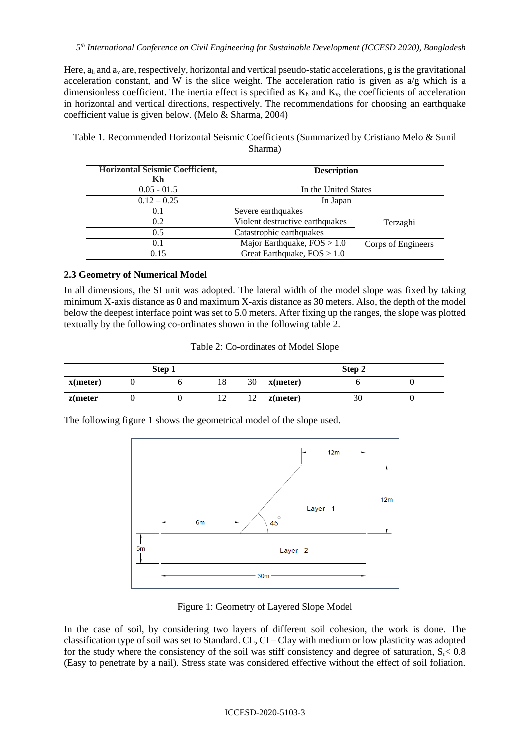Here, $a_h$ and $a_v$ are, respectively, horizontal and vertical pseudo-static accelerations, g is the gravitational acceleration constant, and W is the slice weight. The acceleration ratio is given as a/g which is a dimensionless coefficient. The inertia effect is specified as $K_h$ and $K_v$, the coefficients of acceleration in horizontal and vertical directions, respectively. The recommendations for choosing an earthquake coefficient value is given below. (Melo & Sharma, 2004)

Table 1. Recommended Horizontal Seismic Coefficients (Summarized by Cristiano Melo & Sunil Sharma)

| Horizontal Seismic Coefficient, Kh | Description | |
|---|---|---|
| 0.05 - 01.5 | In the United States | |
| 0.12 – 0.25 | In Japan | |
| 0.1 | Severe earthquakes | Terzaghi |
| 0.2 | Violent destructive earthquakes | Terzaghi |
| 0.5 | Catastrophic earthquakes | Terzaghi |
| 0.1 | Major Earthquake, FOS > 1.0 | Corps of Engineers |
| 0.15 | Great Earthquake, FOS > 1.0 | Corps of Engineers |

### 2.3 Geometry of Numerical Model

In all dimensions, the SI unit was adopted. The lateral width of the model slope was fixed by taking minimum X-axis distance as 0 and maximum X-axis distance as 30 meters. Also, the depth of the model below the deepest interface point was set to 5.0 meters. After fixing up the ranges, the slope was plotted textually by the following co-ordinates shown in the following table 2.

Table 2: Co-ordinates of Model Slope

| Step 1 | | | | | Step 2 | | |
|---|---|---|---|---|---|---|---|
| x(meter) | 0 | 6 | 18 | 30 | x(meter) | 6 | 0 |
| z(meter | 0 | 0 | 12 | 12 | z(meter) | 30 | 0 |

The following figure 1 shows the geometrical model of the slope used.

Figure 1: Geometry of Layered Slope Model

In the case of soil, by considering two layers of different soil cohesion, the work is done. The classification type of soil was set to Standard. CL, CI – Clay with medium or low plasticity was adopted for the study where the consistency of the soil was stiff consistency and degree of saturation, $S_r < 0.8$ (Easy to penetrate by a nail). Stress state was considered effective without the effect of soil foliation.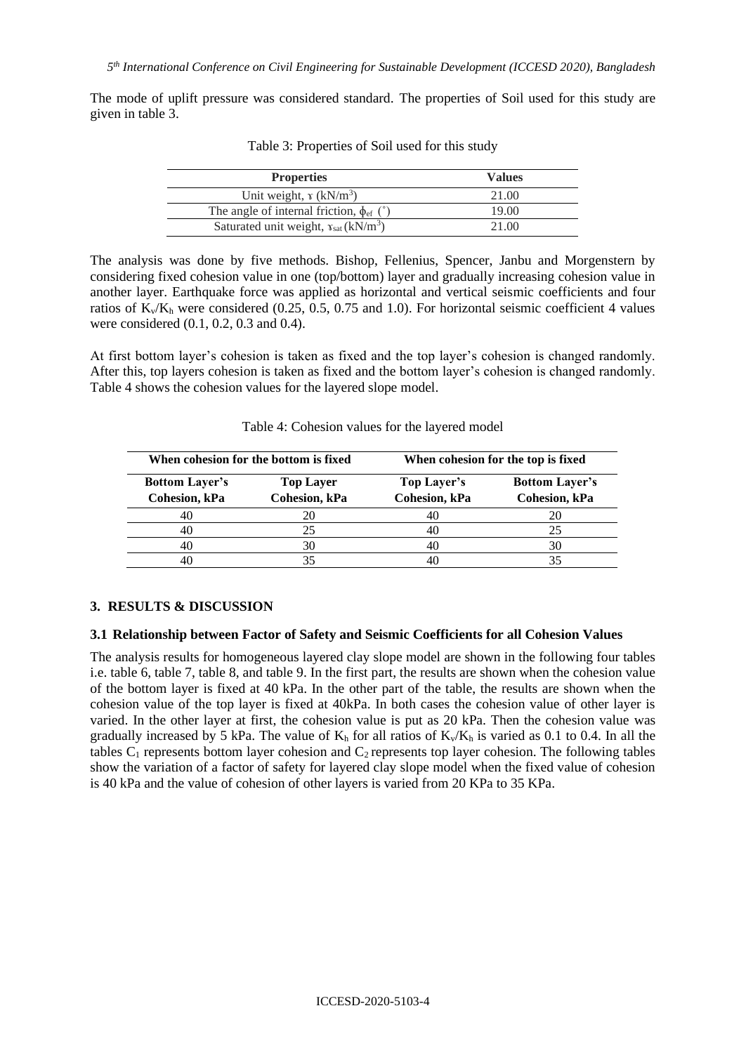The mode of uplift pressure was considered standard. The properties of Soil used for this study are given in table 3.

Table 3: Properties of Soil used for this study

| Properties | Values |
|---|---|
| Unit weight, $\gamma$ ($kN/m^3$) | 21.00 |
| The angle of internal friction, $\phi_{ef}$ (˚) | 19.00 |
| Saturated unit weight, $\gamma_{sat}$ ($kN/m^3$) | 21.00 |

The analysis was done by five methods. Bishop, Fellenius, Spencer, Janbu and Morgenstern by considering fixed cohesion value in one (top/bottom) layer and gradually increasing cohesion value in another layer. Earthquake force was applied as horizontal and vertical seismic coefficients and four ratios of $K_v/K_h$ were considered (0.25, 0.5, 0.75 and 1.0). For horizontal seismic coefficient 4 values were considered (0.1, 0.2, 0.3 and 0.4).

At first bottom layer's cohesion is taken as fixed and the top layer's cohesion is changed randomly. After this, top layers cohesion is taken as fixed and the bottom layer's cohesion is changed randomly. Table 4 shows the cohesion values for the layered slope model.

Table 4: Cohesion values for the layered model

| When cohesion for the bottom is fixed | | When cohesion for the top is fixed | |
|---|---|---|---|
| **Bottom Layer's Cohesion, kPa** | **Top Layer Cohesion, kPa** | **Top Layer's Cohesion, kPa** | **Bottom Layer's Cohesion, kPa** |
| 40 | 20 | 40 | 20 |
| 40 | 25 | 40 | 25 |
| 40 | 30 | 40 | 30 |
| 40 | 35 | 40 | 35 |

## 3. RESULTS & DISCUSSION

### 3.1 Relationship between Factor of Safety and Seismic Coefficients for all Cohesion Values

The analysis results for homogeneous layered clay slope model are shown in the following four tables i.e. table 6, table 7, table 8, and table 9. In the first part, the results are shown when the cohesion value of the bottom layer is fixed at 40 kPa. In the other part of the table, the results are shown when the cohesion value of the top layer is fixed at 40kPa. In both cases the cohesion value of other layer is varied. In the other layer at first, the cohesion value is put as 20 kPa. Then the cohesion value was gradually increased by 5 kPa. The value of $K_h$ for all ratios of $K_v/K_h$ is varied as 0.1 to 0.4. In all the tables $C_1$ represents bottom layer cohesion and $C_2$ represents top layer cohesion. The following tables show the variation of a factor of safety for layered clay slope model when the fixed value of cohesion is 40 kPa and the value of cohesion of other layers is varied from 20 KPa to 35 KPa.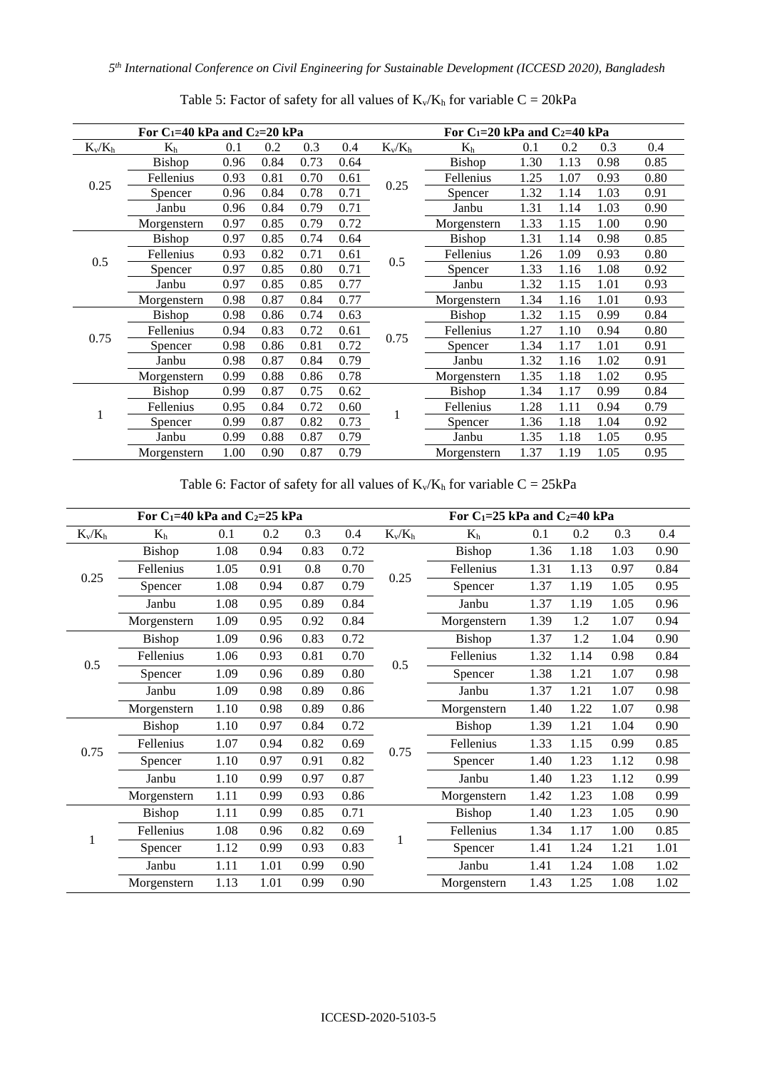Table 5: Factor of safety for all values of $K_v/K_h$ for variable C = 20kPa

| For $C_1$=40 kPa and $C_2$=20 kPa | | | | | | For $C_1$=20 kPa and $C_2$=40 kPa | | | | | |
|---|---|---|---|---|---|---|---|---|---|---|---|
| $K_v/K_h$ | $K_h$ | 0.1 | 0.2 | 0.3 | 0.4 | $K_v/K_h$ | $K_h$ | 0.1 | 0.2 | 0.3 | 0.4 |
| 0.25 | Bishop | 0.96 | 0.84 | 0.73 | 0.64 | 0.25 | Bishop | 1.30 | 1.13 | 0.98 | 0.85 |
| | Fellenius | 0.93 | 0.81 | 0.70 | 0.61 | | Fellenius | 1.25 | 1.07 | 0.93 | 0.80 |
| | Spencer | 0.96 | 0.84 | 0.78 | 0.71 | | Spencer | 1.32 | 1.14 | 1.03 | 0.91 |
| | Janbu | 0.96 | 0.84 | 0.79 | 0.71 | | Janbu | 1.31 | 1.14 | 1.03 | 0.90 |
| | Morgenstern | 0.97 | 0.85 | 0.79 | 0.72 | | Morgenstern | 1.33 | 1.15 | 1.00 | 0.90 |
| 0.5 | Bishop | 0.97 | 0.85 | 0.74 | 0.64 | 0.5 | Bishop | 1.31 | 1.14 | 0.98 | 0.85 |
| | Fellenius | 0.93 | 0.82 | 0.71 | 0.61 | | Fellenius | 1.26 | 1.09 | 0.93 | 0.80 |
| | Spencer | 0.97 | 0.85 | 0.80 | 0.71 | | Spencer | 1.33 | 1.16 | 1.08 | 0.92 |
| | Janbu | 0.97 | 0.85 | 0.85 | 0.77 | | Janbu | 1.32 | 1.15 | 1.01 | 0.93 |
| | Morgenstern | 0.98 | 0.87 | 0.84 | 0.77 | | Morgenstern | 1.34 | 1.16 | 1.01 | 0.93 |
| 0.75 | Bishop | 0.98 | 0.86 | 0.74 | 0.63 | 0.75 | Bishop | 1.32 | 1.15 | 0.99 | 0.84 |
| | Fellenius | 0.94 | 0.83 | 0.72 | 0.61 | | Fellenius | 1.27 | 1.10 | 0.94 | 0.80 |
| | Spencer | 0.98 | 0.86 | 0.81 | 0.72 | | Spencer | 1.34 | 1.17 | 1.01 | 0.91 |
| | Janbu | 0.98 | 0.87 | 0.84 | 0.79 | | Janbu | 1.32 | 1.16 | 1.02 | 0.91 |
| | Morgenstern | 0.99 | 0.88 | 0.86 | 0.78 | | Morgenstern | 1.35 | 1.18 | 1.02 | 0.95 |
| 1 | Bishop | 0.99 | 0.87 | 0.75 | 0.62 | 1 | Bishop | 1.34 | 1.17 | 0.99 | 0.84 |
| | Fellenius | 0.95 | 0.84 | 0.72 | 0.60 | | Fellenius | 1.28 | 1.11 | 0.94 | 0.79 |
| | Spencer | 0.99 | 0.87 | 0.82 | 0.73 | | Spencer | 1.36 | 1.18 | 1.04 | 0.92 |
| | Janbu | 0.99 | 0.88 | 0.87 | 0.79 | | Janbu | 1.35 | 1.18 | 1.05 | 0.95 |
| | Morgenstern | 1.00 | 0.90 | 0.87 | 0.79 | | Morgenstern | 1.37 | 1.19 | 1.05 | 0.95 |

Table 6: Factor of safety for all values of $K_v/K_h$ for variable C = 25kPa

| For $C_1$=40 kPa and $C_2$=25 kPa | | | | | | For $C_1$=25 kPa and $C_2$=40 kPa | | | | | |
|---|---|---|---|---|---|---|---|---|---|---|---|
| $K_v/K_h$ | $K_h$ | 0.1 | 0.2 | 0.3 | 0.4 | $K_v/K_h$ | $K_h$ | 0.1 | 0.2 | 0.3 | 0.4 |
| 0.25 | Bishop | 1.08 | 0.94 | 0.83 | 0.72 | 0.25 | Bishop | 1.36 | 1.18 | 1.03 | 0.90 |
| | Fellenius | 1.05 | 0.91 | 0.8 | 0.70 | | Fellenius | 1.31 | 1.13 | 0.97 | 0.84 |
| | Spencer | 1.08 | 0.94 | 0.87 | 0.79 | | Spencer | 1.37 | 1.19 | 1.05 | 0.95 |
| | Janbu | 1.08 | 0.95 | 0.89 | 0.84 | | Janbu | 1.37 | 1.19 | 1.05 | 0.96 |
| | Morgenstern | 1.09 | 0.95 | 0.92 | 0.84 | | Morgenstern | 1.39 | 1.2 | 1.07 | 0.94 |
| 0.5 | Bishop | 1.09 | 0.96 | 0.83 | 0.72 | 0.5 | Bishop | 1.37 | 1.2 | 1.04 | 0.90 |
| | Fellenius | 1.06 | 0.93 | 0.81 | 0.70 | | Fellenius | 1.32 | 1.14 | 0.98 | 0.84 |
| | Spencer | 1.09 | 0.96 | 0.89 | 0.80 | | Spencer | 1.38 | 1.21 | 1.07 | 0.98 |
| | Janbu | 1.09 | 0.98 | 0.89 | 0.86 | | Janbu | 1.37 | 1.21 | 1.07 | 0.98 |
| | Morgenstern | 1.10 | 0.98 | 0.89 | 0.86 | | Morgenstern | 1.40 | 1.22 | 1.07 | 0.98 |
| 0.75 | Bishop | 1.10 | 0.97 | 0.84 | 0.72 | 0.75 | Bishop | 1.39 | 1.21 | 1.04 | 0.90 |
| | Fellenius | 1.07 | 0.94 | 0.82 | 0.69 | | Fellenius | 1.33 | 1.15 | 0.99 | 0.85 |
| | Spencer | 1.10 | 0.97 | 0.91 | 0.82 | | Spencer | 1.40 | 1.23 | 1.12 | 0.98 |
| | Janbu | 1.10 | 0.99 | 0.97 | 0.87 | | Janbu | 1.40 | 1.23 | 1.12 | 0.99 |
| | Morgenstern | 1.11 | 0.99 | 0.93 | 0.86 | | Morgenstern | 1.42 | 1.23 | 1.08 | 0.99 |
| 1 | Bishop | 1.11 | 0.99 | 0.85 | 0.71 | 1 | Bishop | 1.40 | 1.23 | 1.05 | 0.90 |
| | Fellenius | 1.08 | 0.96 | 0.82 | 0.69 | | Fellenius | 1.34 | 1.17 | 1.00 | 0.85 |
| | Spencer | 1.12 | 0.99 | 0.93 | 0.83 | | Spencer | 1.41 | 1.24 | 1.21 | 1.01 |
| | Janbu | 1.11 | 1.01 | 0.99 | 0.90 | | Janbu | 1.41 | 1.24 | 1.08 | 1.02 |
| | Morgenstern | 1.13 | 1.01 | 0.99 | 0.90 | | Morgenstern | 1.43 | 1.25 | 1.08 | 1.02 |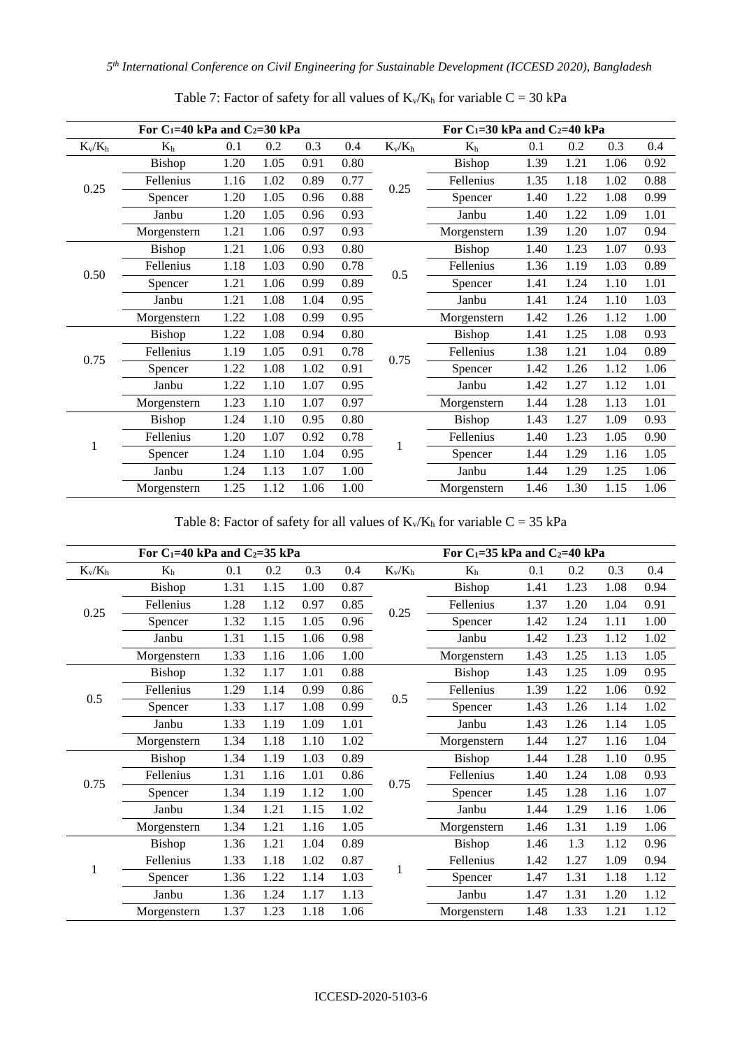Table 7: Factor of safety for all values of $K_v/K_h$ for variable C = 30 kPa

| For $C_1$=40 kPa and $C_2$=30 kPa | | | | | | For $C_1$=30 kPa and $C_2$=40 kPa | | | | | |
|---|---|---|---|---|---|---|---|---|---|---|---|
| $K_v/K_h$ | $K_h$ | 0.1 | 0.2 | 0.3 | 0.4 | $K_v/K_h$ | $K_h$ | 0.1 | 0.2 | 0.3 | 0.4 |
| 0.25 | Bishop | 1.20 | 1.05 | 0.91 | 0.80 | 0.25 | Bishop | 1.39 | 1.21 | 1.06 | 0.92 |
| | Fellenius | 1.16 | 1.02 | 0.89 | 0.77 | | Fellenius | 1.35 | 1.18 | 1.02 | 0.88 |
| | Spencer | 1.20 | 1.05 | 0.96 | 0.88 | | Spencer | 1.40 | 1.22 | 1.08 | 0.99 |
| | Janbu | 1.20 | 1.05 | 0.96 | 0.93 | | Janbu | 1.40 | 1.22 | 1.09 | 1.01 |
| | Morgenstern | 1.21 | 1.06 | 0.97 | 0.93 | | Morgenstern | 1.39 | 1.20 | 1.07 | 0.94 |
| 0.50 | Bishop | 1.21 | 1.06 | 0.93 | 0.80 | 0.5 | Bishop | 1.40 | 1.23 | 1.07 | 0.93 |
| | Fellenius | 1.18 | 1.03 | 0.90 | 0.78 | | Fellenius | 1.36 | 1.19 | 1.03 | 0.89 |
| | Spencer | 1.21 | 1.06 | 0.99 | 0.89 | | Spencer | 1.41 | 1.24 | 1.10 | 1.01 |
| | Janbu | 1.21 | 1.08 | 1.04 | 0.95 | | Janbu | 1.41 | 1.24 | 1.10 | 1.03 |
| | Morgenstern | 1.22 | 1.08 | 0.99 | 0.95 | | Morgenstern | 1.42 | 1.26 | 1.12 | 1.00 |
| 0.75 | Bishop | 1.22 | 1.08 | 0.94 | 0.80 | 0.75 | Bishop | 1.41 | 1.25 | 1.08 | 0.93 |
| | Fellenius | 1.19 | 1.05 | 0.91 | 0.78 | | Fellenius | 1.38 | 1.21 | 1.04 | 0.89 |
| | Spencer | 1.22 | 1.08 | 1.02 | 0.91 | | Spencer | 1.42 | 1.26 | 1.12 | 1.06 |
| | Janbu | 1.22 | 1.10 | 1.07 | 0.95 | | Janbu | 1.42 | 1.27 | 1.12 | 1.01 |
| | Morgenstern | 1.23 | 1.10 | 1.07 | 0.97 | | Morgenstern | 1.44 | 1.28 | 1.13 | 1.01 |
| 1 | Bishop | 1.24 | 1.10 | 0.95 | 0.80 | 1 | Bishop | 1.43 | 1.27 | 1.09 | 0.93 |
| | Fellenius | 1.20 | 1.07 | 0.92 | 0.78 | | Fellenius | 1.40 | 1.23 | 1.05 | 0.90 |
| | Spencer | 1.24 | 1.10 | 1.04 | 0.95 | | Spencer | 1.44 | 1.29 | 1.16 | 1.05 |
| | Janbu | 1.24 | 1.13 | 1.07 | 1.00 | | Janbu | 1.44 | 1.29 | 1.25 | 1.06 |
| | Morgenstern | 1.25 | 1.12 | 1.06 | 1.00 | | Morgenstern | 1.46 | 1.30 | 1.15 | 1.06 |

Table 8: Factor of safety for all values of $K_v/K_h$ for variable C = 35 kPa

| For $C_1$=40 kPa and $C_2$=35 kPa | | | | | | For $C_1$=35 kPa and $C_2$=40 kPa | | | | | |
|---|---|---|---|---|---|---|---|---|---|---|---|
| $K_v/K_h$ | $K_h$ | 0.1 | 0.2 | 0.3 | 0.4 | $K_v/K_h$ | $K_h$ | 0.1 | 0.2 | 0.3 | 0.4 |
| 0.25 | Bishop | 1.31 | 1.15 | 1.00 | 0.87 | 0.25 | Bishop | 1.41 | 1.23 | 1.08 | 0.94 |
| | Fellenius | 1.28 | 1.12 | 0.97 | 0.85 | | Fellenius | 1.37 | 1.20 | 1.04 | 0.91 |
| | Spencer | 1.32 | 1.15 | 1.05 | 0.96 | | Spencer | 1.42 | 1.24 | 1.11 | 1.00 |
| | Janbu | 1.31 | 1.15 | 1.06 | 0.98 | | Janbu | 1.42 | 1.23 | 1.12 | 1.02 |
| | Morgenstern | 1.33 | 1.16 | 1.06 | 1.00 | | Morgenstern | 1.43 | 1.25 | 1.13 | 1.05 |
| 0.5 | Bishop | 1.32 | 1.17 | 1.01 | 0.88 | 0.5 | Bishop | 1.43 | 1.25 | 1.09 | 0.95 |
| | Fellenius | 1.29 | 1.14 | 0.99 | 0.86 | | Fellenius | 1.39 | 1.22 | 1.06 | 0.92 |
| | Spencer | 1.33 | 1.17 | 1.08 | 0.99 | | Spencer | 1.43 | 1.26 | 1.14 | 1.02 |
| | Janbu | 1.33 | 1.19 | 1.09 | 1.01 | | Janbu | 1.43 | 1.26 | 1.14 | 1.05 |
| | Morgenstern | 1.34 | 1.18 | 1.10 | 1.02 | | Morgenstern | 1.44 | 1.27 | 1.16 | 1.04 |
| 0.75 | Bishop | 1.34 | 1.19 | 1.03 | 0.89 | 0.75 | Bishop | 1.44 | 1.28 | 1.10 | 0.95 |
| | Fellenius | 1.31 | 1.16 | 1.01 | 0.86 | | Fellenius | 1.40 | 1.24 | 1.08 | 0.93 |
| | Spencer | 1.34 | 1.19 | 1.12 | 1.00 | | Spencer | 1.45 | 1.28 | 1.16 | 1.07 |
| | Janbu | 1.34 | 1.21 | 1.15 | 1.02 | | Janbu | 1.44 | 1.29 | 1.16 | 1.06 |
| | Morgenstern | 1.34 | 1.21 | 1.16 | 1.05 | | Morgenstern | 1.46 | 1.31 | 1.19 | 1.06 |
| 1 | Bishop | 1.36 | 1.21 | 1.04 | 0.89 | 1 | Bishop | 1.46 | 1.3 | 1.12 | 0.96 |
| | Fellenius | 1.33 | 1.18 | 1.02 | 0.87 | | Fellenius | 1.42 | 1.27 | 1.09 | 0.94 |
| | Spencer | 1.36 | 1.22 | 1.14 | 1.03 | | Spencer | 1.47 | 1.31 | 1.18 | 1.12 |
| | Janbu | 1.36 | 1.24 | 1.17 | 1.13 | | Janbu | 1.47 | 1.31 | 1.20 | 1.12 |
| | Morgenstern | 1.37 | 1.23 | 1.18 | 1.06 | | Morgenstern | 1.48 | 1.33 | 1.21 | 1.12 |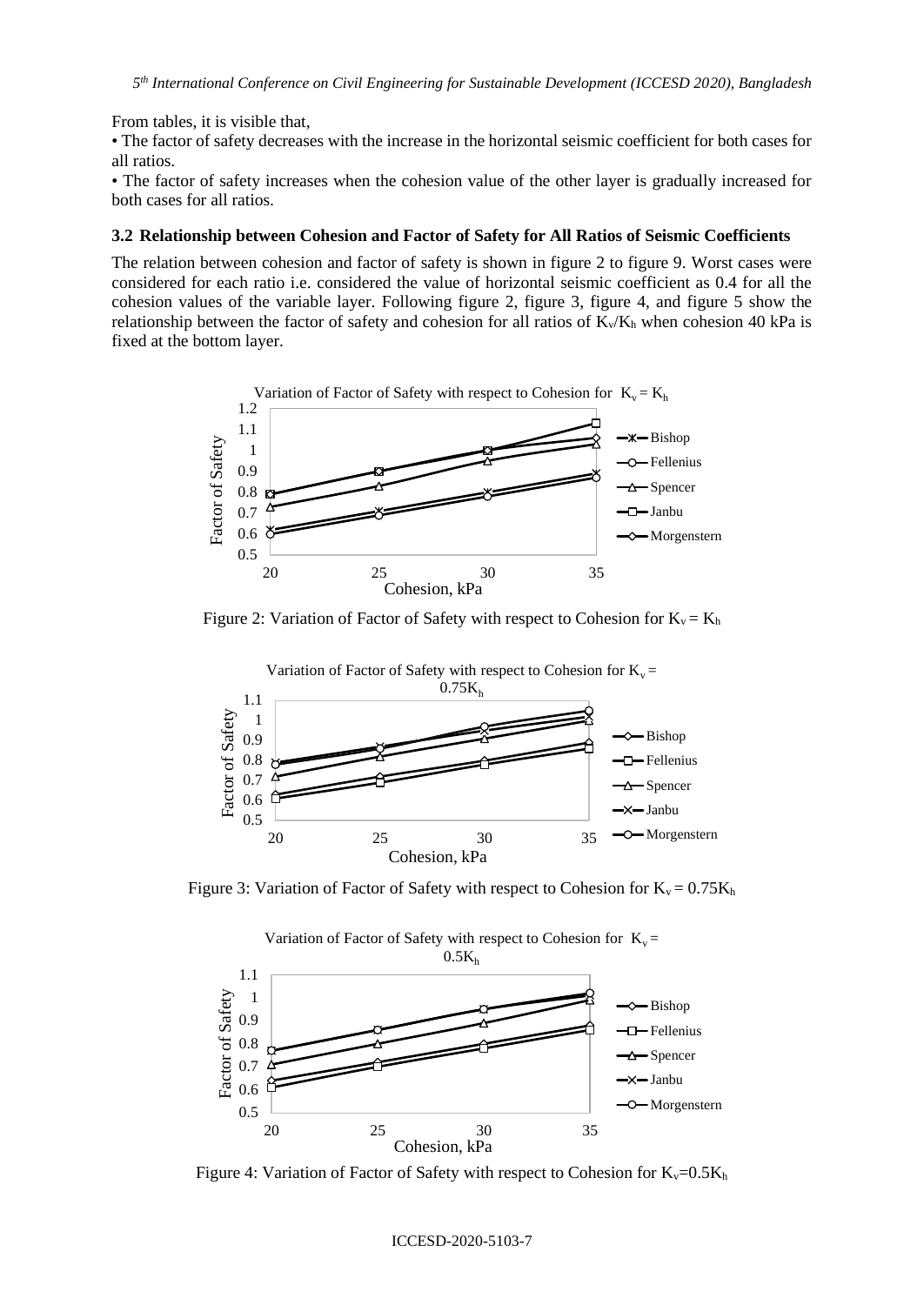From tables, it is visible that,

• The factor of safety decreases with the increase in the horizontal seismic coefficient for both cases for all ratios.

• The factor of safety increases when the cohesion value of the other layer is gradually increased for both cases for all ratios.

### 3.2 Relationship between Cohesion and Factor of Safety for All Ratios of Seismic Coefficients

The relation between cohesion and factor of safety is shown in figure 2 to figure 9. Worst cases were considered for each ratio i.e. considered the value of horizontal seismic coefficient as 0.4 for all the cohesion values of the variable layer. Following figure 2, figure 3, figure 4, and figure 5 show the relationship between the factor of safety and cohesion for all ratios of $K_v/K_h$ when cohesion 40 kPa is fixed at the bottom layer.

Figure 2: Variation of Factor of Safety with respect to Cohesion for $K_v = K_h$

Figure 3: Variation of Factor of Safety with respect to Cohesion for $K_v = 0.75K_h$

Figure 4: Variation of Factor of Safety with respect to Cohesion for $K_v=0.5K_h$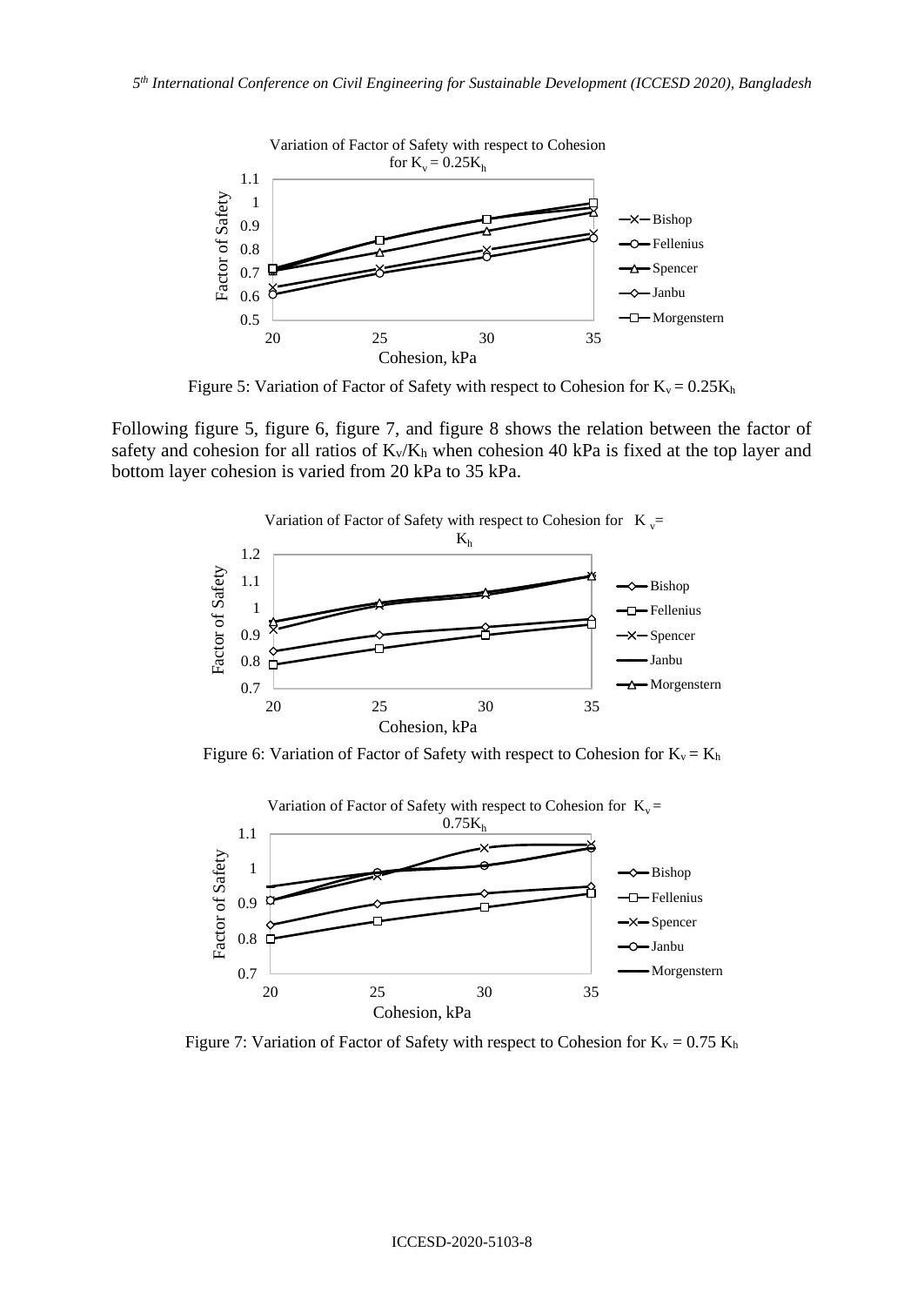Figure 5: Variation of Factor of Safety with respect to Cohesion for $K_v = 0.25K_h$

Following figure 5, figure 6, figure 7, and figure 8 shows the relation between the factor of safety and cohesion for all ratios of $K_v/K_h$ when cohesion 40 kPa is fixed at the top layer and bottom layer cohesion is varied from 20 kPa to 35 kPa.

Figure 6: Variation of Factor of Safety with respect to Cohesion for $K_v = K_h$

Figure 7: Variation of Factor of Safety with respect to Cohesion for $K_v = 0.75\ K_h$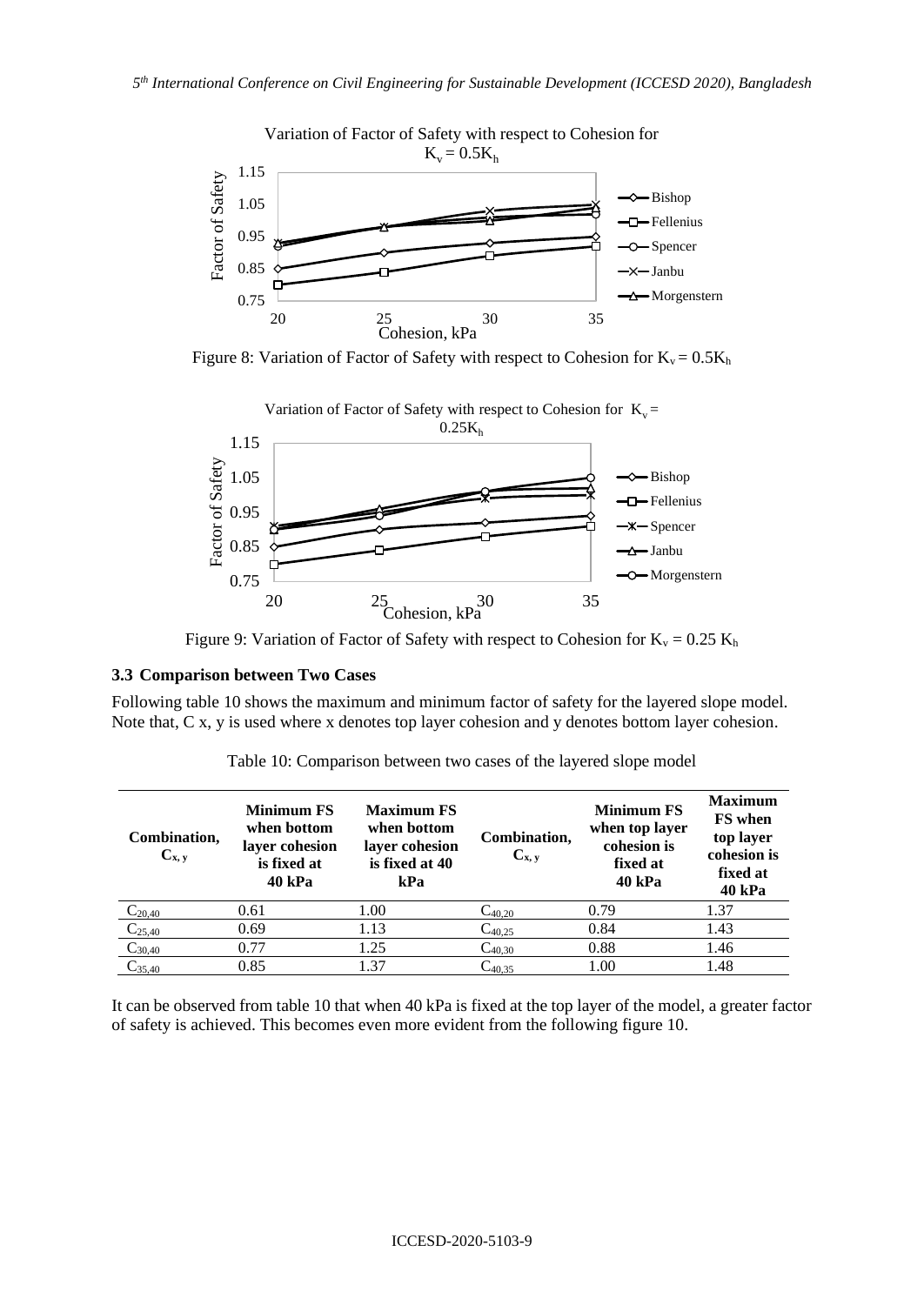Figure 8: Variation of Factor of Safety with respect to Cohesion for $K_v = 0.5K_h$

Figure 9: Variation of Factor of Safety with respect to Cohesion for $K_v = 0.25\ K_h$

### 3.3 Comparison between Two Cases

Following table 10 shows the maximum and minimum factor of safety for the layered slope model. Note that, C x, y is used where x denotes top layer cohesion and y denotes bottom layer cohesion.

Table 10: Comparison between two cases of the layered slope model

| Combination, $C_{x,y}$ | Minimum FS when bottom layer cohesion is fixed at 40 kPa | Maximum FS when bottom layer cohesion is fixed at 40 kPa | Combination, $C_{x,y}$ | Minimum FS when top layer cohesion is fixed at 40 kPa | Maximum FS when top layer cohesion is fixed at 40 kPa |
|---|---|---|---|---|---|
| $C_{20,40}$ | 0.61 | 1.00 | $C_{40,20}$ | 0.79 | 1.37 |
| $C_{25,40}$ | 0.69 | 1.13 | $C_{40,25}$ | 0.84 | 1.43 |
| $C_{30,40}$ | 0.77 | 1.25 | $C_{40,30}$ | 0.88 | 1.46 |
| $C_{35,40}$ | 0.85 | 1.37 | $C_{40,35}$ | 1.00 | 1.48 |

It can be observed from table 10 that when 40 kPa is fixed at the top layer of the model, a greater factor of safety is achieved. This becomes even more evident from the following figure 10.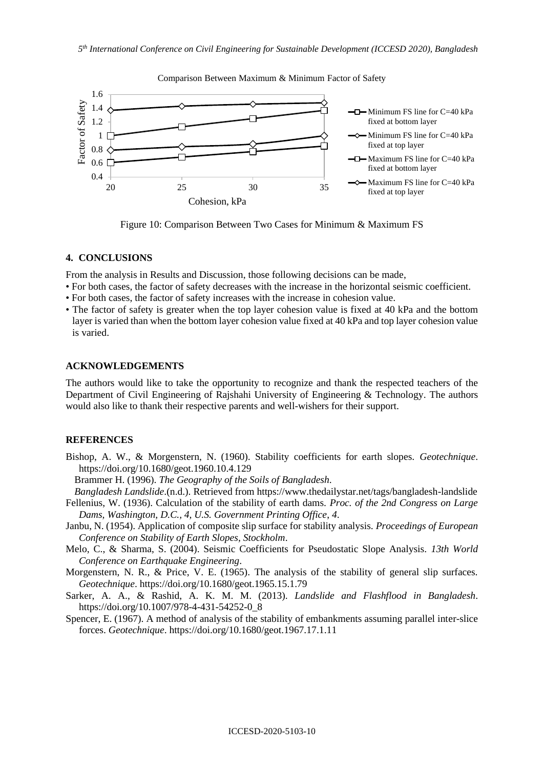Comparison Between Maximum & Minimum Factor of Safety

Factor of Safety

1.6
1.4
1.2
1
0.8
0.6
0.4

20 25 30 35

Cohesion, kPa

Minimum FS line for C=40 kPa fixed at bottom layer

Minimum FS line for C=40 kPa fixed at top layer

Maximum FS line for C=40 kPa fixed at bottom layer

Maximum FS line for C=40 kPa fixed at top layer

Figure 10: Comparison Between Two Cases for Minimum & Maximum FS

## 4. CONCLUSIONS

From the analysis in Results and Discussion, those following decisions can be made,

- For both cases, the factor of safety decreases with the increase in the horizontal seismic coefficient.
- For both cases, the factor of safety increases with the increase in cohesion value.
- The factor of safety is greater when the top layer cohesion value is fixed at 40 kPa and the bottom layer is varied than when the bottom layer cohesion value fixed at 40 kPa and top layer cohesion value is varied.

## ACKNOWLEDGEMENTS

The authors would like to take the opportunity to recognize and thank the respected teachers of the Department of Civil Engineering of Rajshahi University of Engineering & Technology. The authors would also like to thank their respective parents and well-wishers for their support.

## REFERENCES

Bishop, A. W., & Morgenstern, N. (1960). Stability coefficients for earth slopes. *Geotechnique*. https://doi.org/10.1680/geot.1960.10.4.129

Brammer H. (1996). *The Geography of the Soils of Bangladesh*.

*Bangladesh Landslide*.(n.d.). Retrieved from https://www.thedailystar.net/tags/bangladesh-landslide

Fellenius, W. (1936). Calculation of the stability of earth dams. *Proc. of the 2nd Congress on Large Dams, Washington, D.C., 4, U.S. Government Printing Office*, *4*.

Janbu, N. (1954). Application of composite slip surface for stability analysis. *Proceedings of European Conference on Stability of Earth Slopes, Stockholm*.

Melo, C., & Sharma, S. (2004). Seismic Coefficients for Pseudostatic Slope Analysis. *13th World Conference on Earthquake Engineering*.

Morgenstern, N. R., & Price, V. E. (1965). The analysis of the stability of general slip surfaces. *Geotechnique*. https://doi.org/10.1680/geot.1965.15.1.79

Sarker, A. A., & Rashid, A. K. M. M. (2013). *Landslide and Flashflood in Bangladesh*. https://doi.org/10.1007/978-4-431-54252-0_8

Spencer, E. (1967). A method of analysis of the stability of embankments assuming parallel inter-slice forces. *Geotechnique*. https://doi.org/10.1680/geot.1967.17.1.11